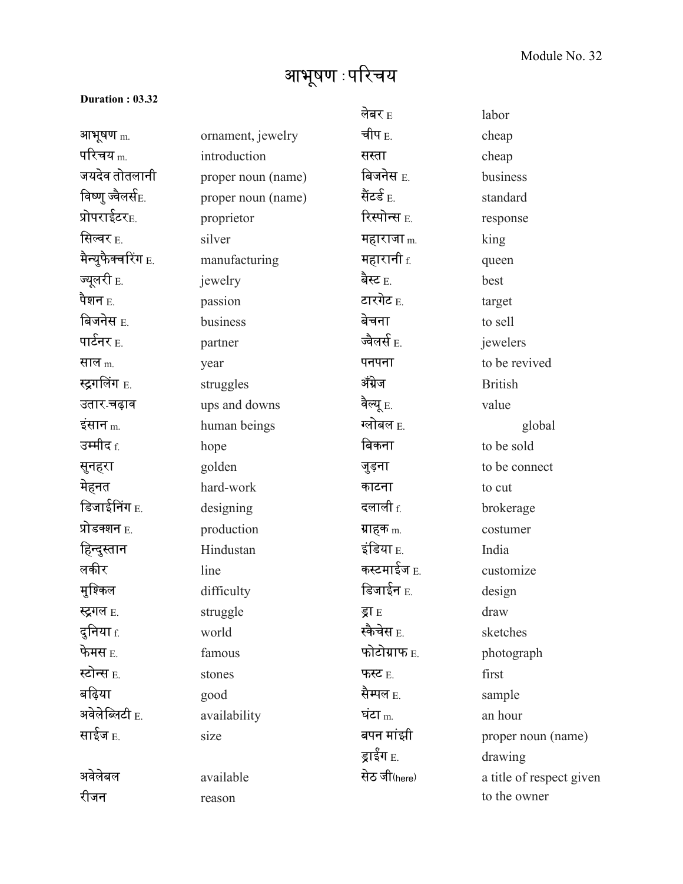Module No. 32

# आभूषण : परिचय

**Duration : 03.32**

| | |
|---|---|
| आभूषण m. | ornament, jewelry |
| परिचय m. | introduction |
| जयदेव तोतलानी | proper noun (name) |
| विष्णु ज्वैलर्सE. | proper noun (name) |
| प्रोपराईटरE. | proprietor |
| सिल्वर E. | silver |
| मैन्युफैक्चरिंग E. | manufacturing |
| ज्यूलरी E. | jewelry |
| पैशन E. | passion |
| बिजनेस E. | business |
| पार्टनर E. | partner |
| साल m. | year |
| स्ट्रगलिंग E. | struggles |
| उतार-चढ़ाव | ups and downs |
| इंसान m. | human beings |
| उम्मीद f. | hope |
| सुनहरा | golden |
| मेहनत | hard-work |
| डिजाईनिंग E. | designing |
| प्रोडक्शन E. | production |
| हिन्दुस्तान | Hindustan |
| लकीर | line |
| मुश्किल | difficulty |
| स्ट्रगल E. | struggle |
| दुनिया f. | world |
| फेमस E. | famous |
| स्टोन्स E. | stones |
| बढ़िया | good |
| अवेलेब्लिटी E. | availability |
| साईज E. | size |
| अवेलेबल | available |
| रीजन | reason |
| लेबर E | labor |
| चीप E. | cheap |
| सस्ता | cheap |
| बिजनेस E. | business |
| सैंटर्ड E. | standard |
| रिस्पोन्स E. | response |
| महाराजा m. | king |
| महारानी f. | queen |
| बैस्ट E. | best |
| टारगेट E. | target |
| बेचना | to sell |
| ज्वैलर्स E. | jewelers |
| पनपना | to be revived |
| अँग्रेज | British |
| वैल्यू E. | value |
| ग्लोबल E. | global |
| बिकना | to be sold |
| जुड़ना | to be connect |
| काटना | to cut |
| दलाली f. | brokerage |
| ग्राहक m. | costumer |
| इंडिया E. | India |
| कस्टमाईज E. | customize |
| डिजाईन E. | design |
| ड्रा E | draw |
| स्कैचेस E. | sketches |
| फोटोग्राफ E. | photograph |
| फस्ट E. | first |
| सैम्पल E. | sample |
| घंटा m. | an hour |
| बपन मांझी | proper noun (name) |
| ड्राईंग E. | drawing |
| सेठ जी(here) | a title of respect given to the owner |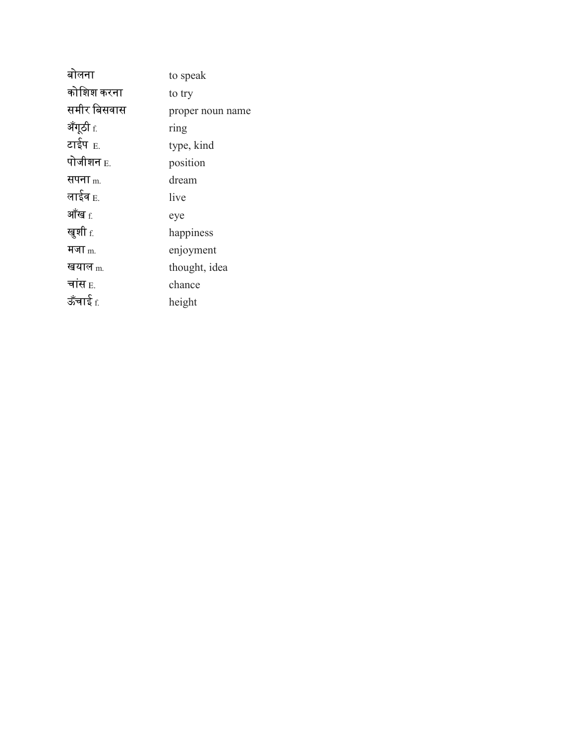| | |
|---|---|
| बोलना | to speak |
| कोशिश करना | to try |
| समीर बिसवास | proper noun name |
| अँगूठी f. | ring |
| टाईप E. | type, kind |
| पोजीशन E. | position |
| सपना m. | dream |
| लाईव E. | live |
| आँख f. | eye |
| खुशी f. | happiness |
| मजा m. | enjoyment |
| खयाल m. | thought, idea |
| चांस E. | chance |
| ऊँचाई f. | height |